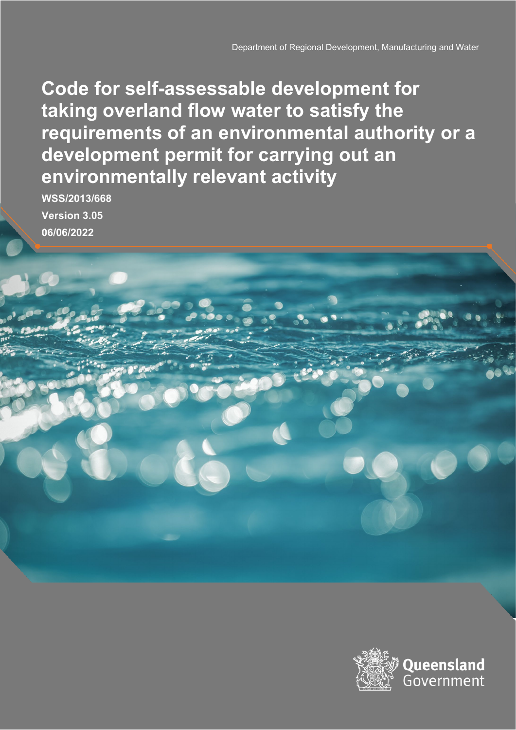Department of Regional Development, Manufacturing and Water

# Code for self-assessable development for taking overland flow water to satisfy the requirements of an environmental authority or a development permit for carrying out an environmentally relevant activity

**WSS/2013/668**

**Version 3.05**

**06/06/2022**

Queensland Government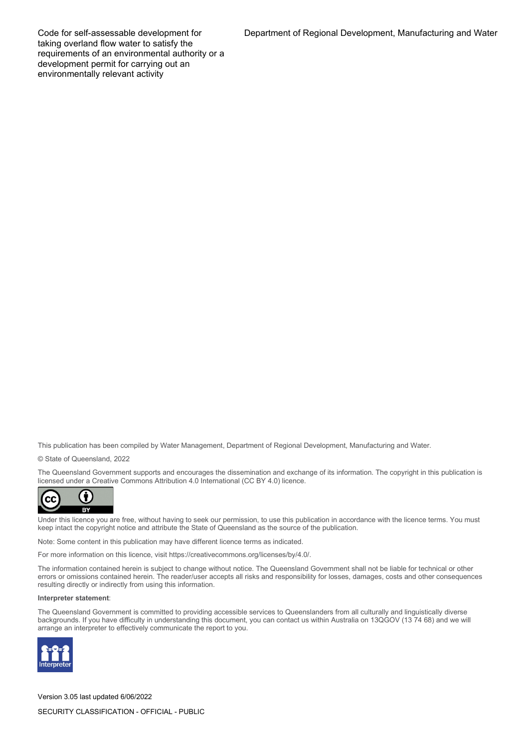This publication has been compiled by Water Management, Department of Regional Development, Manufacturing and Water.

© State of Queensland, 2022

The Queensland Government supports and encourages the dissemination and exchange of its information. The copyright in this publication is licensed under a Creative Commons Attribution 4.0 International (CC BY 4.0) licence.

Under this licence you are free, without having to seek our permission, to use this publication in accordance with the licence terms. You must keep intact the copyright notice and attribute the State of Queensland as the source of the publication.

Note: Some content in this publication may have different licence terms as indicated.

For more information on this licence, visit https://creativecommons.org/licenses/by/4.0/.

The information contained herein is subject to change without notice. The Queensland Government shall not be liable for technical or other errors or omissions contained herein. The reader/user accepts all risks and responsibility for losses, damages, costs and other consequences resulting directly or indirectly from using this information.

**Interpreter statement**:

The Queensland Government is committed to providing accessible services to Queenslanders from all culturally and linguistically diverse backgrounds. If you have difficulty in understanding this document, you can contact us within Australia on 13QGOV (13 74 68) and we will arrange an interpreter to effectively communicate the report to you.

Version 3.05 last updated 6/06/2022

SECURITY CLASSIFICATION - OFFICIAL - PUBLIC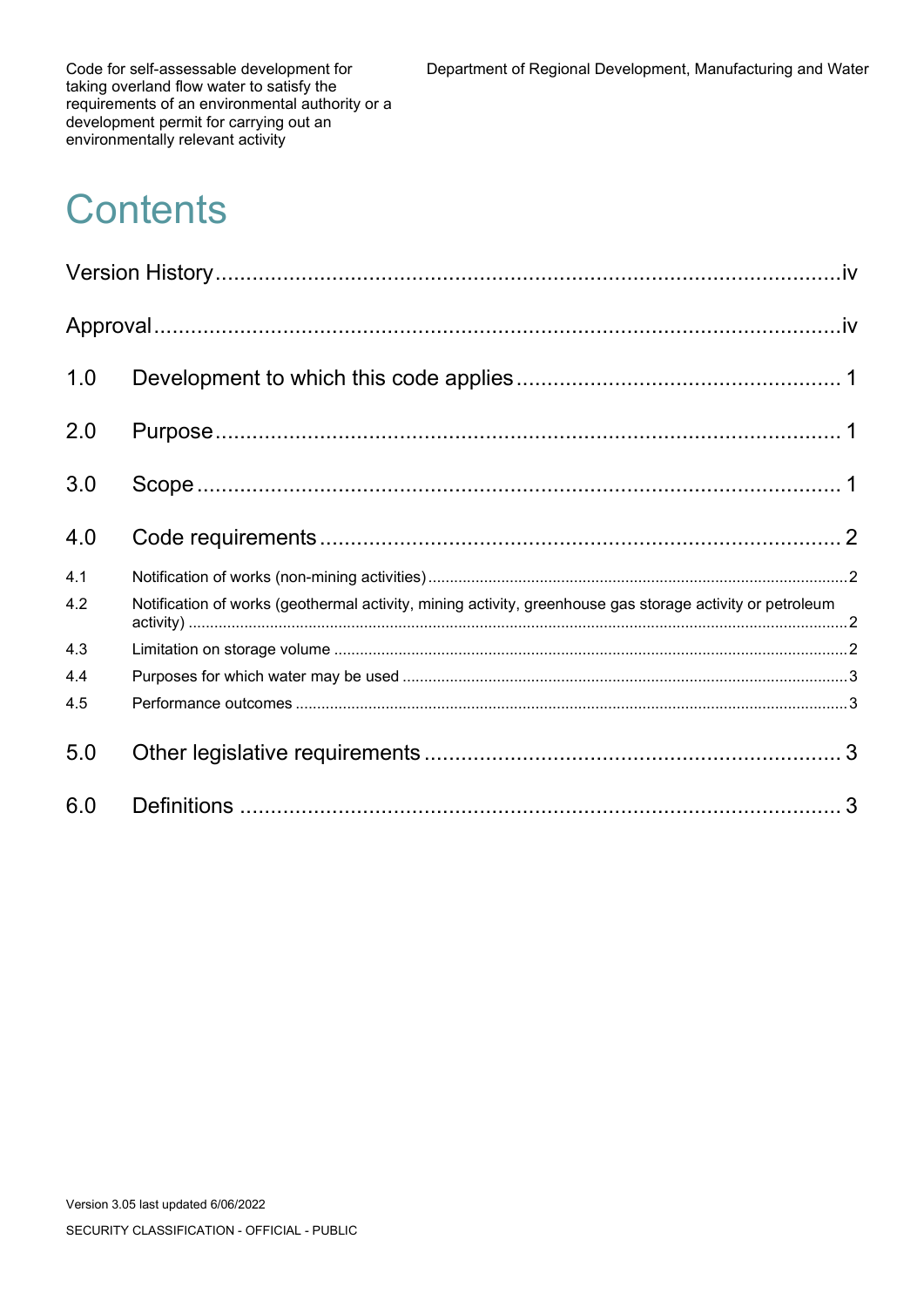# Contents

Version History .......... iv

Approval .......... iv

1.0 Development to which this code applies .......... 1

2.0 Purpose .......... 1

3.0 Scope .......... 1

4.0 Code requirements .......... 2

4.1 Notification of works (non-mining activities) .......... 2

4.2 Notification of works (geothermal activity, mining activity, greenhouse gas storage activity or petroleum activity) .......... 2

4.3 Limitation on storage volume .......... 2

4.4 Purposes for which water may be used .......... 3

4.5 Performance outcomes .......... 3

5.0 Other legislative requirements .......... 3

6.0 Definitions .......... 3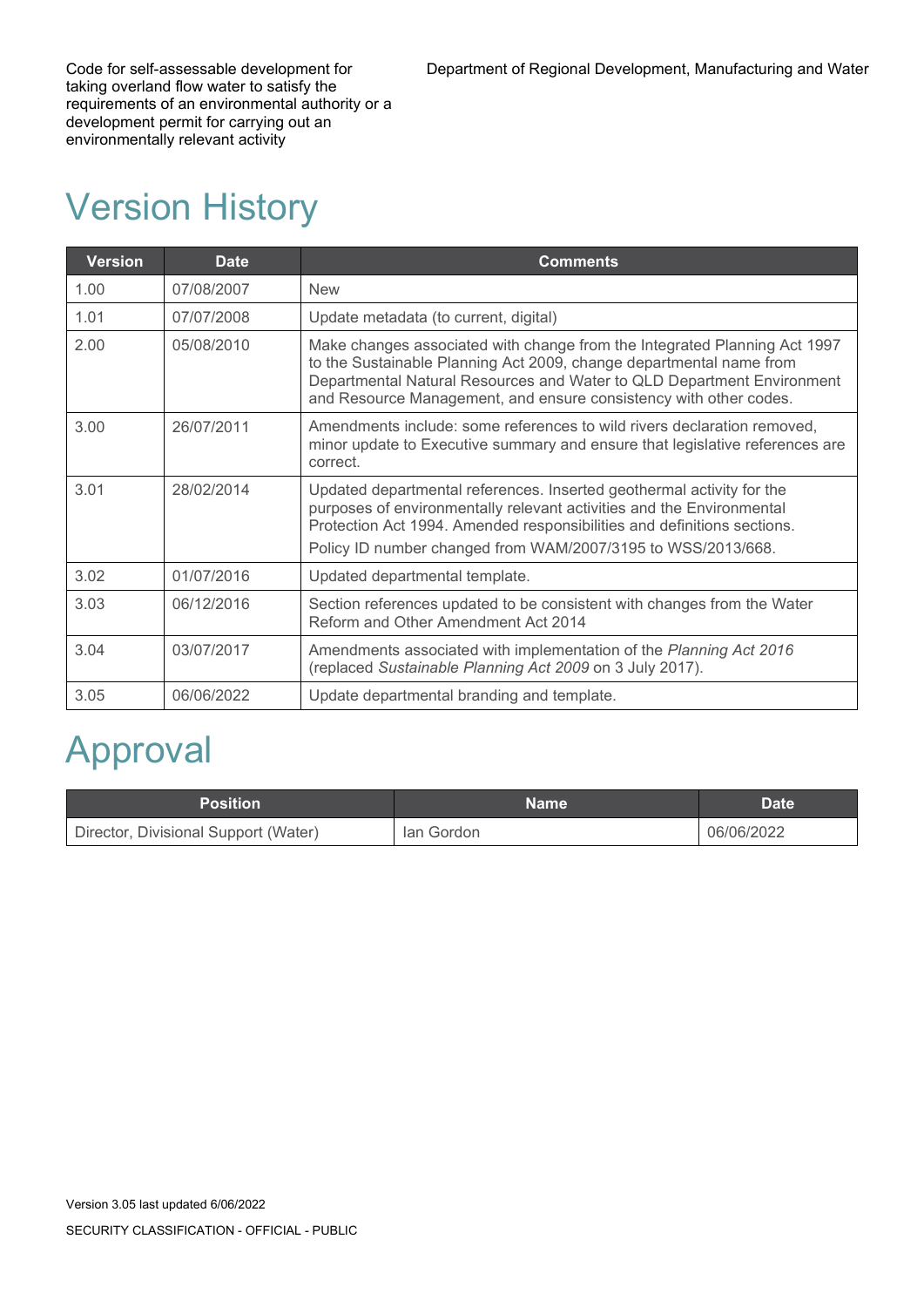# Version History

| Version | Date | Comments |
|---|---|---|
| 1.00 | 07/08/2007 | New |
| 1.01 | 07/07/2008 | Update metadata (to current, digital) |
| 2.00 | 05/08/2010 | Make changes associated with change from the Integrated Planning Act 1997 to the Sustainable Planning Act 2009, change departmental name from Departmental Natural Resources and Water to QLD Department Environment and Resource Management, and ensure consistency with other codes. |
| 3.00 | 26/07/2011 | Amendments include: some references to wild rivers declaration removed, minor update to Executive summary and ensure that legislative references are correct. |
| 3.01 | 28/02/2014 | Updated departmental references. Inserted geothermal activity for the purposes of environmentally relevant activities and the Environmental Protection Act 1994. Amended responsibilities and definitions sections. Policy ID number changed from WAM/2007/3195 to WSS/2013/668. |
| 3.02 | 01/07/2016 | Updated departmental template. |
| 3.03 | 06/12/2016 | Section references updated to be consistent with changes from the Water Reform and Other Amendment Act 2014 |
| 3.04 | 03/07/2017 | Amendments associated with implementation of the *Planning Act 2016* (replaced *Sustainable Planning Act 2009* on 3 July 2017). |
| 3.05 | 06/06/2022 | Update departmental branding and template. |

# Approval

| Position | Name | Date |
|---|---|---|
| Director, Divisional Support (Water) | Ian Gordon | 06/06/2022 |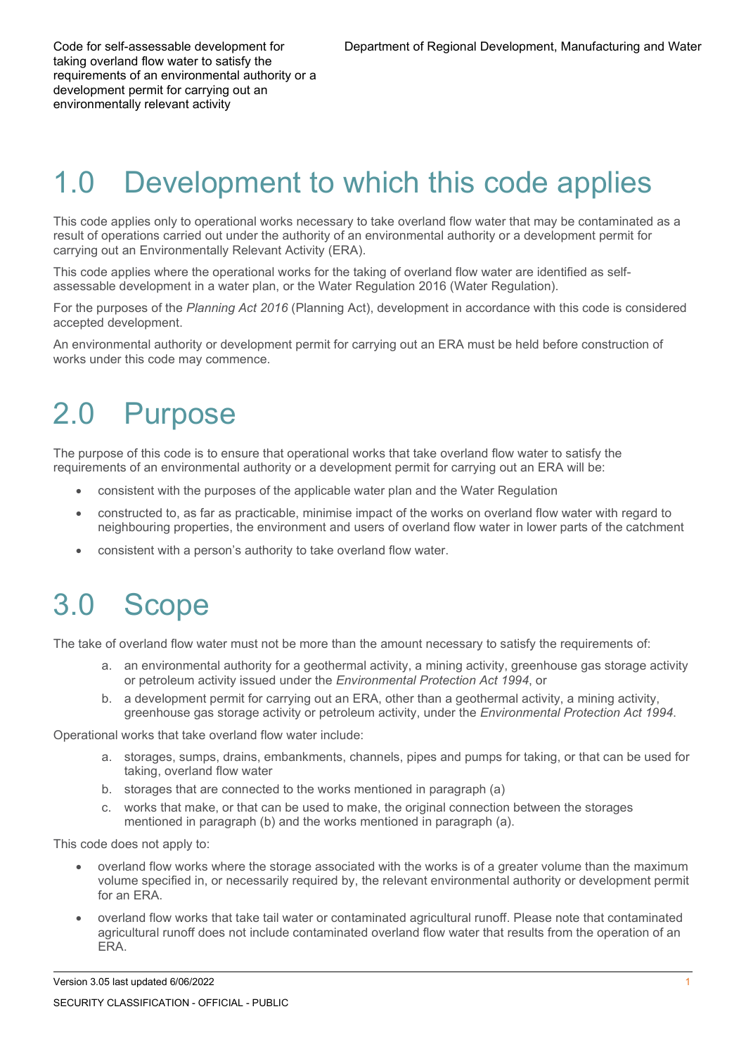# 1.0 Development to which this code applies

This code applies only to operational works necessary to take overland flow water that may be contaminated as a result of operations carried out under the authority of an environmental authority or a development permit for carrying out an Environmentally Relevant Activity (ERA).

This code applies where the operational works for the taking of overland flow water are identified as self-assessable development in a water plan, or the Water Regulation 2016 (Water Regulation).

For the purposes of the *Planning Act 2016* (Planning Act), development in accordance with this code is considered accepted development.

An environmental authority or development permit for carrying out an ERA must be held before construction of works under this code may commence.

# 2.0 Purpose

The purpose of this code is to ensure that operational works that take overland flow water to satisfy the requirements of an environmental authority or a development permit for carrying out an ERA will be:

- consistent with the purposes of the applicable water plan and the Water Regulation
- constructed to, as far as practicable, minimise impact of the works on overland flow water with regard to neighbouring properties, the environment and users of overland flow water in lower parts of the catchment
- consistent with a person's authority to take overland flow water.

# 3.0 Scope

The take of overland flow water must not be more than the amount necessary to satisfy the requirements of:

a. an environmental authority for a geothermal activity, a mining activity, greenhouse gas storage activity or petroleum activity issued under the *Environmental Protection Act 1994*, or
b. a development permit for carrying out an ERA, other than a geothermal activity, a mining activity, greenhouse gas storage activity or petroleum activity, under the *Environmental Protection Act 1994*.

Operational works that take overland flow water include:

a. storages, sumps, drains, embankments, channels, pipes and pumps for taking, or that can be used for taking, overland flow water
b. storages that are connected to the works mentioned in paragraph (a)
c. works that make, or that can be used to make, the original connection between the storages mentioned in paragraph (b) and the works mentioned in paragraph (a).

This code does not apply to:

- overland flow works where the storage associated with the works is of a greater volume than the maximum volume specified in, or necessarily required by, the relevant environmental authority or development permit for an ERA.
- overland flow works that take tail water or contaminated agricultural runoff. Please note that contaminated agricultural runoff does not include contaminated overland flow water that results from the operation of an ERA.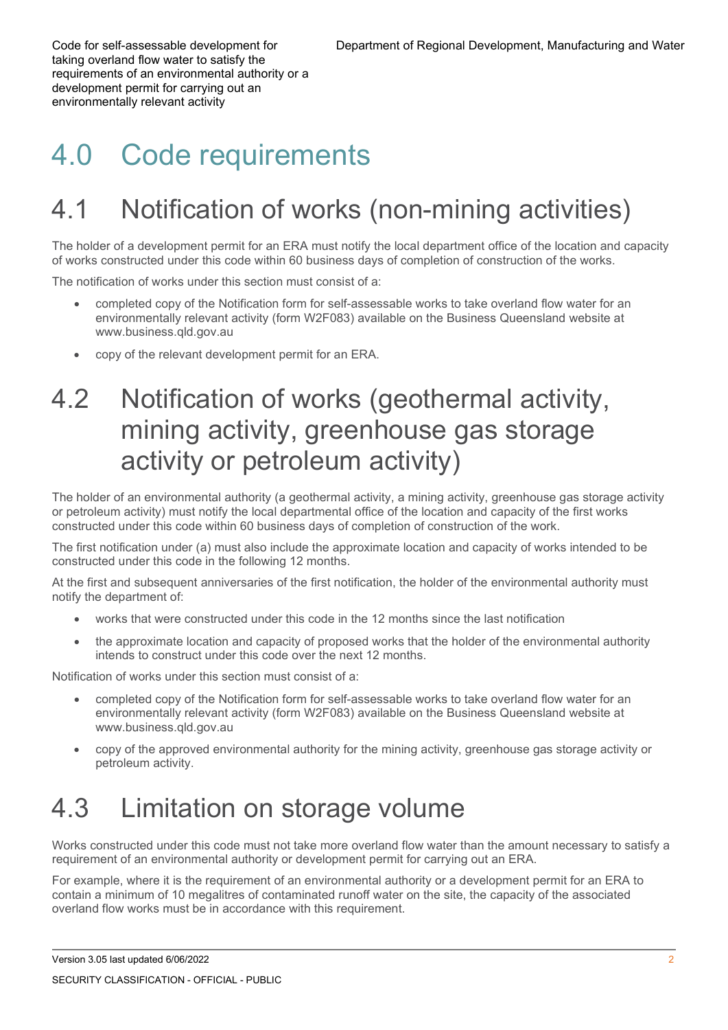# 4.0 Code requirements

## 4.1 Notification of works (non-mining activities)

The holder of a development permit for an ERA must notify the local department office of the location and capacity of works constructed under this code within 60 business days of completion of construction of the works.

The notification of works under this section must consist of a:

- completed copy of the Notification form for self-assessable works to take overland flow water for an environmentally relevant activity (form W2F083) available on the Business Queensland website at www.business.qld.gov.au
- copy of the relevant development permit for an ERA.

## 4.2 Notification of works (geothermal activity, mining activity, greenhouse gas storage activity or petroleum activity)

The holder of an environmental authority (a geothermal activity, a mining activity, greenhouse gas storage activity or petroleum activity) must notify the local departmental office of the location and capacity of the first works constructed under this code within 60 business days of completion of construction of the work.

The first notification under (a) must also include the approximate location and capacity of works intended to be constructed under this code in the following 12 months.

At the first and subsequent anniversaries of the first notification, the holder of the environmental authority must notify the department of:

- works that were constructed under this code in the 12 months since the last notification
- the approximate location and capacity of proposed works that the holder of the environmental authority intends to construct under this code over the next 12 months.

Notification of works under this section must consist of a:

- completed copy of the Notification form for self-assessable works to take overland flow water for an environmentally relevant activity (form W2F083) available on the Business Queensland website at www.business.qld.gov.au
- copy of the approved environmental authority for the mining activity, greenhouse gas storage activity or petroleum activity.

## 4.3 Limitation on storage volume

Works constructed under this code must not take more overland flow water than the amount necessary to satisfy a requirement of an environmental authority or development permit for carrying out an ERA.

For example, where it is the requirement of an environmental authority or a development permit for an ERA to contain a minimum of 10 megalitres of contaminated runoff water on the site, the capacity of the associated overland flow works must be in accordance with this requirement.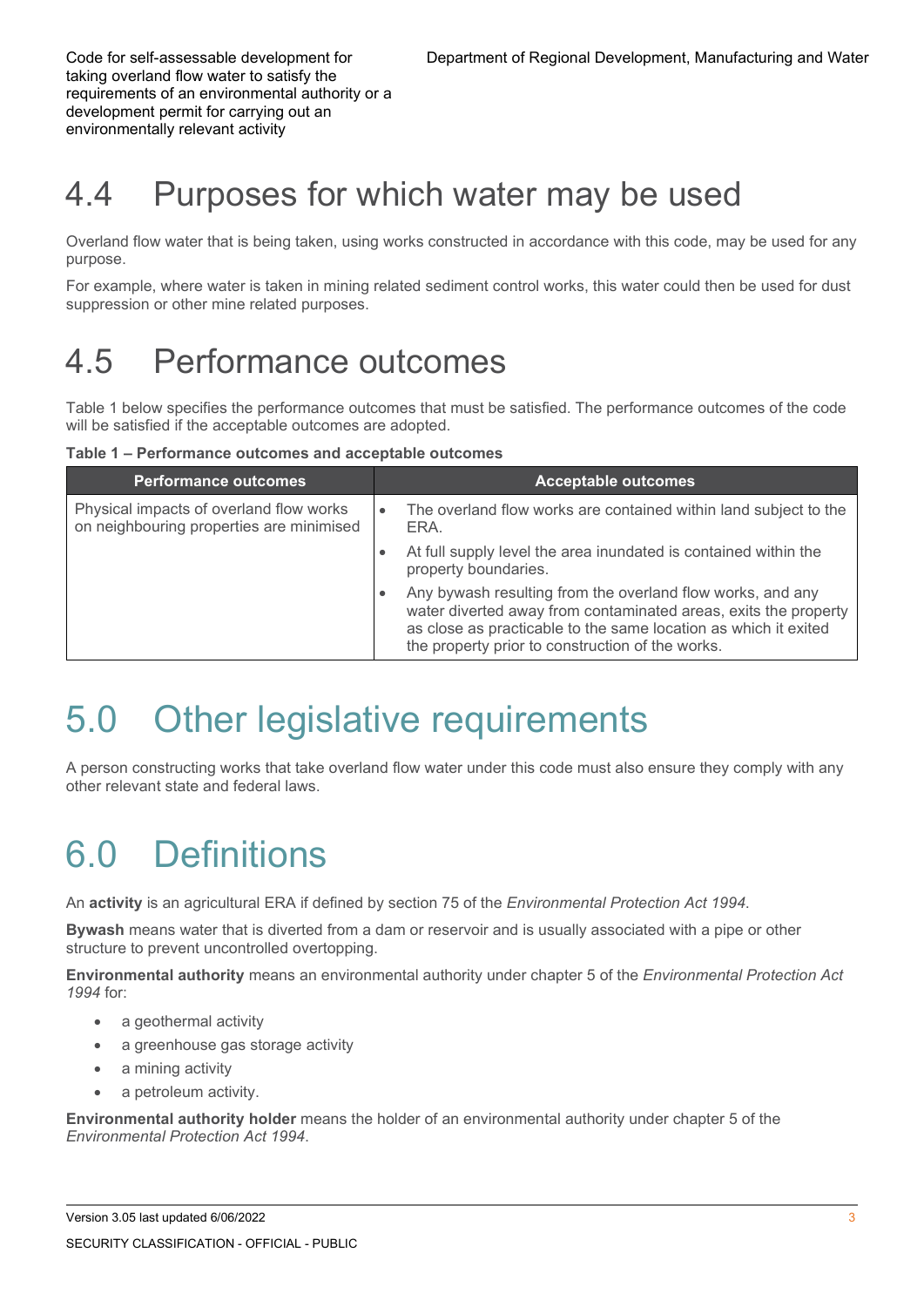## 4.4 Purposes for which water may be used

Overland flow water that is being taken, using works constructed in accordance with this code, may be used for any purpose.

For example, where water is taken in mining related sediment control works, this water could then be used for dust suppression or other mine related purposes.

## 4.5 Performance outcomes

Table 1 below specifies the performance outcomes that must be satisfied. The performance outcomes of the code will be satisfied if the acceptable outcomes are adopted.

**Table 1 – Performance outcomes and acceptable outcomes**

| Performance outcomes | Acceptable outcomes |
| --- | --- |
| Physical impacts of overland flow works on neighbouring properties are minimised | • The overland flow works are contained within land subject to the ERA. <br> • At full supply level the area inundated is contained within the property boundaries. <br> • Any bywash resulting from the overland flow works, and any water diverted away from contaminated areas, exits the property as close as practicable to the same location as which it exited the property prior to construction of the works. |

# 5.0 Other legislative requirements

A person constructing works that take overland flow water under this code must also ensure they comply with any other relevant state and federal laws.

# 6.0 Definitions

An **activity** is an agricultural ERA if defined by section 75 of the *Environmental Protection Act 1994*.

**Bywash** means water that is diverted from a dam or reservoir and is usually associated with a pipe or other structure to prevent uncontrolled overtopping.

**Environmental authority** means an environmental authority under chapter 5 of the *Environmental Protection Act 1994* for:

- a geothermal activity
- a greenhouse gas storage activity
- a mining activity
- a petroleum activity.

**Environmental authority holder** means the holder of an environmental authority under chapter 5 of the *Environmental Protection Act 1994*.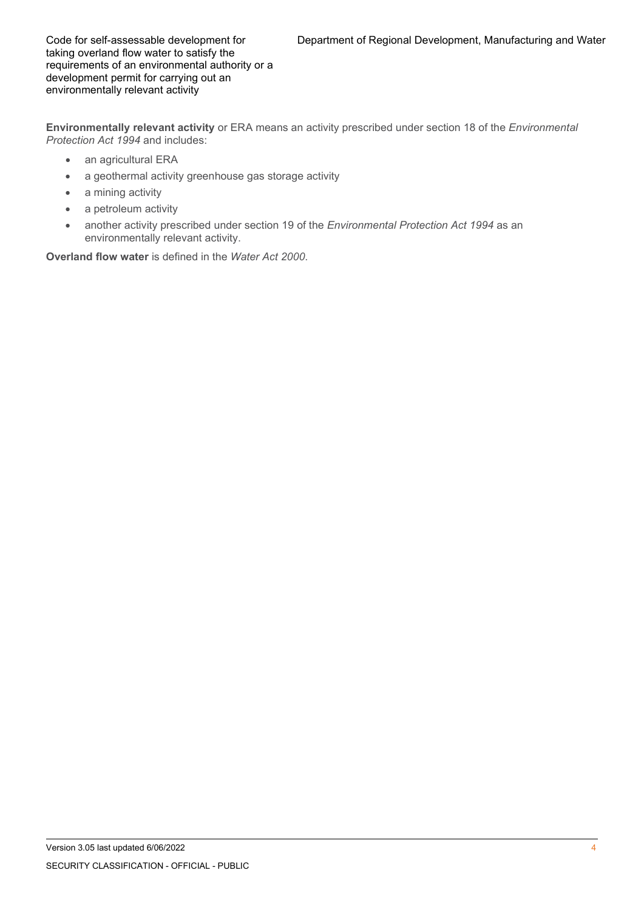**Environmentally relevant activity** or ERA means an activity prescribed under section 18 of the *Environmental Protection Act 1994* and includes:

- an agricultural ERA
- a geothermal activity greenhouse gas storage activity
- a mining activity
- a petroleum activity
- another activity prescribed under section 19 of the *Environmental Protection Act 1994* as an environmentally relevant activity.

**Overland flow water** is defined in the *Water Act 2000*.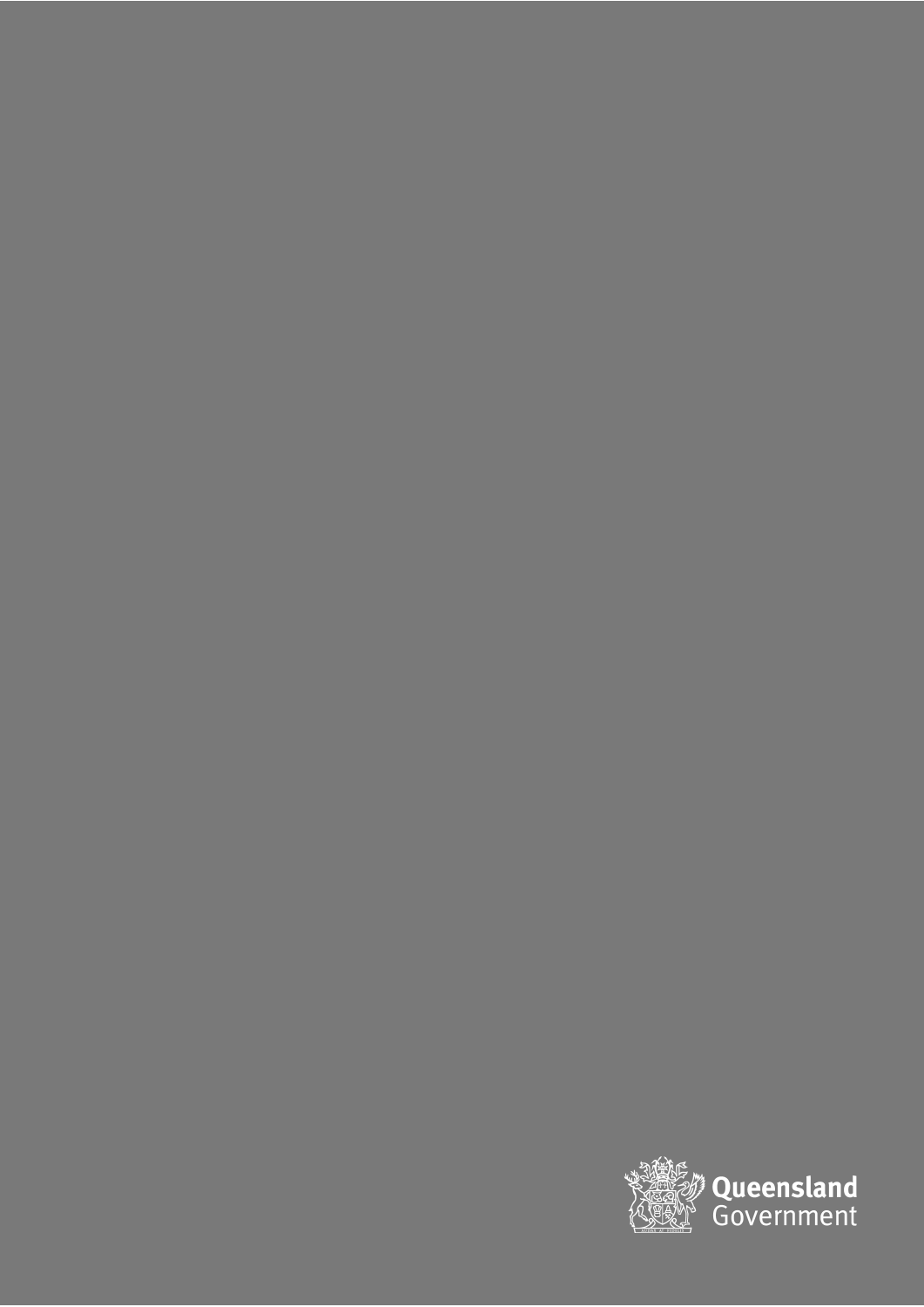Queensland Government